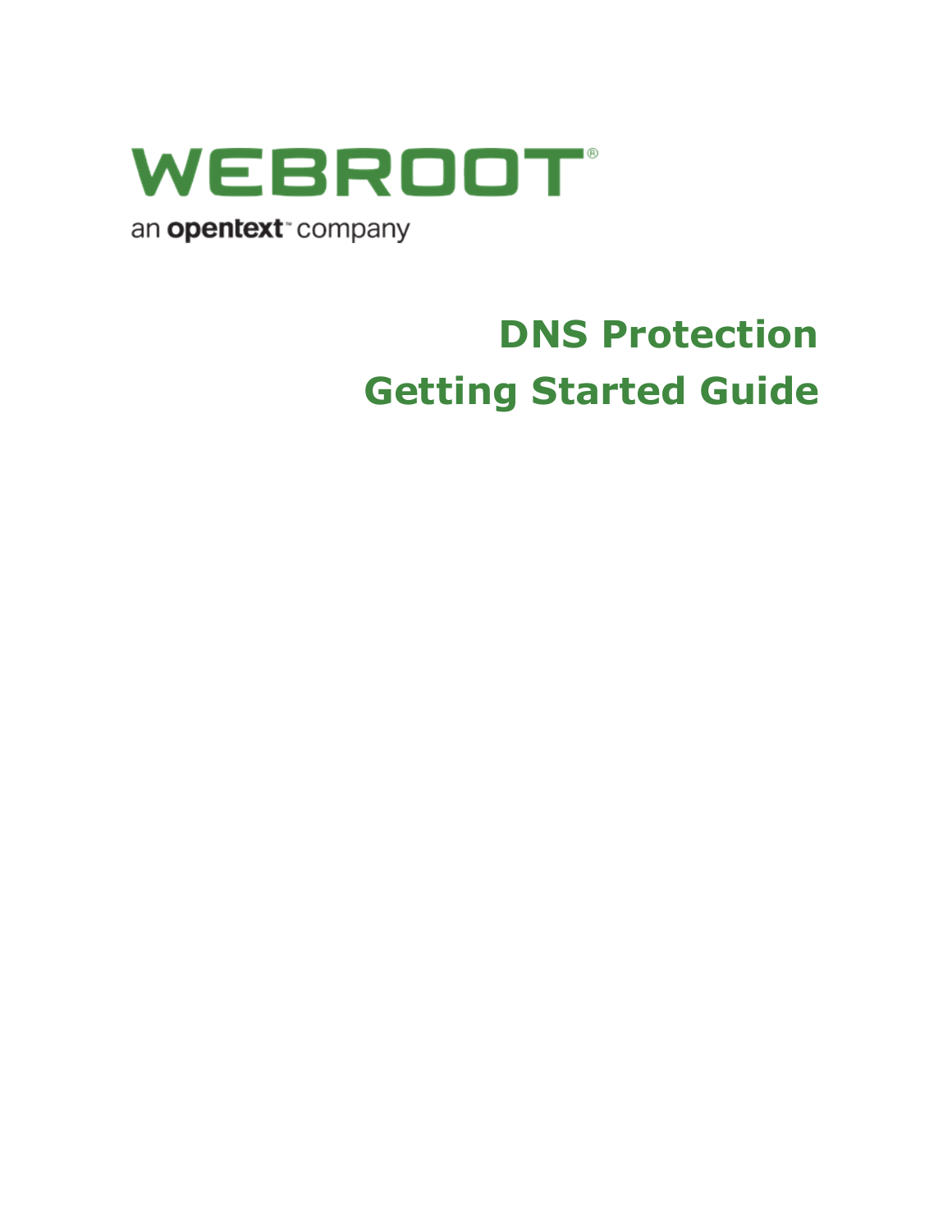WEBROOT®

an opentext™ company

# DNS Protection

# Getting Started Guide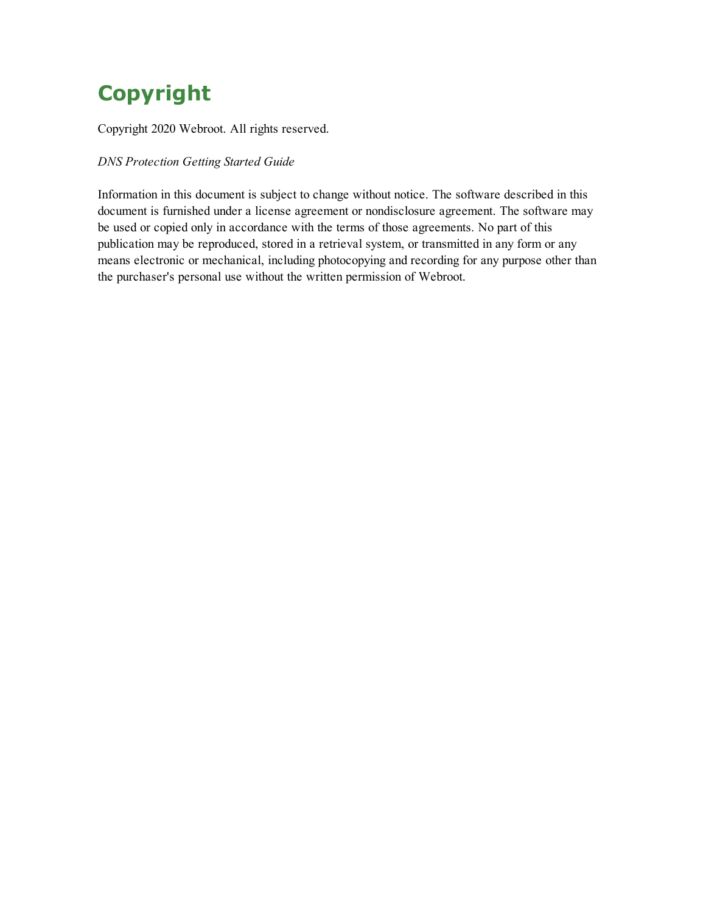# Copyright

Copyright 2020 Webroot. All rights reserved.

*DNS Protection Getting Started Guide*

Information in this document is subject to change without notice. The software described in this document is furnished under a license agreement or nondisclosure agreement. The software may be used or copied only in accordance with the terms of those agreements. No part of this publication may be reproduced, stored in a retrieval system, or transmitted in any form or any means electronic or mechanical, including photocopying and recording for any purpose other than the purchaser's personal use without the written permission of Webroot.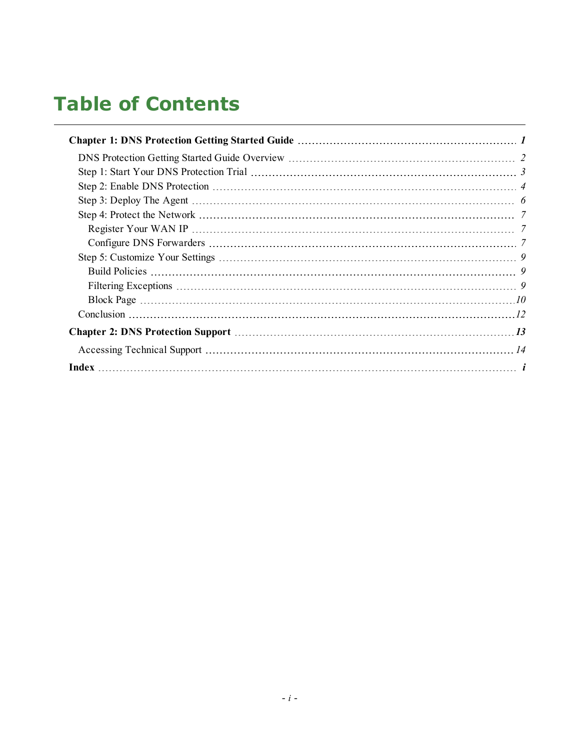# Table of Contents

**Chapter 1: DNS Protection Getting Started Guide** ... *1*

- DNS Protection Getting Started Guide Overview ... *2*
- Step 1: Start Your DNS Protection Trial ... *3*
- Step 2: Enable DNS Protection ... *4*
- Step 3: Deploy The Agent ... *6*
- Step 4: Protect the Network ... *7*
  - Register Your WAN IP ... *7*
  - Configure DNS Forwarders ... *7*
- Step 5: Customize Your Settings ... *9*
  - Build Policies ... *9*
  - Filtering Exceptions ... *9*
  - Block Page ... *10*
- Conclusion ... *12*

**Chapter 2: DNS Protection Support** ... *13*

- Accessing Technical Support ... *14*

**Index** ... *i*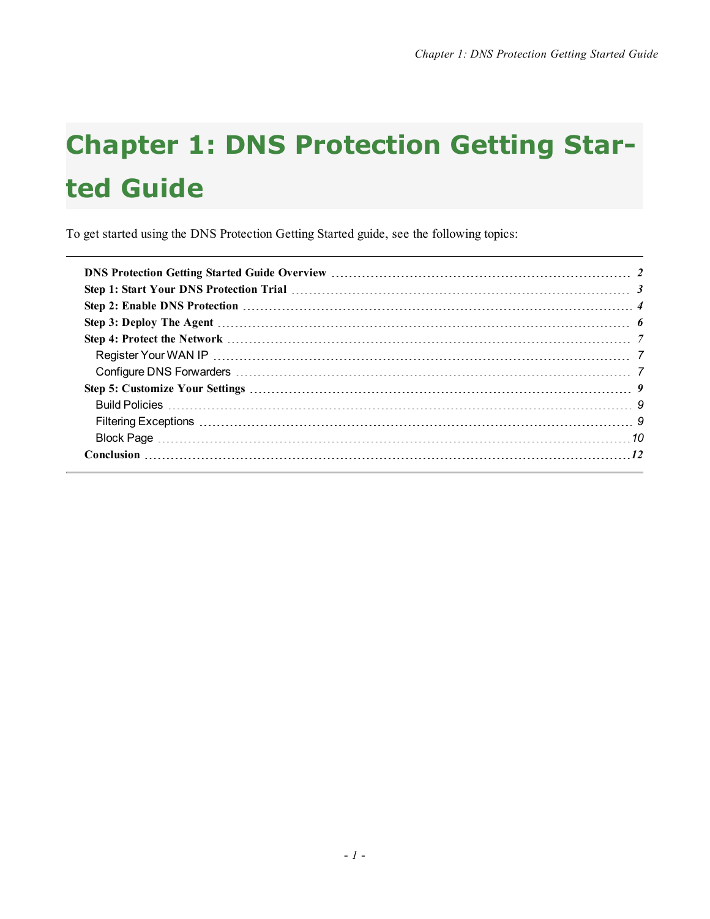# Chapter 1: DNS Protection Getting Started Guide

To get started using the DNS Protection Getting Started guide, see the following topics:

- **DNS Protection Getting Started Guide Overview** ..... *2*
- **Step 1: Start Your DNS Protection Trial** ..... *3*
- **Step 2: Enable DNS Protection** ..... *4*
- **Step 3: Deploy The Agent** ..... *6*
- **Step 4: Protect the Network** ..... *7*
  - Register Your WAN IP ..... *7*
  - Configure DNS Forwarders ..... *7*
- **Step 5: Customize Your Settings** ..... *9*
  - Build Policies ..... *9*
  - Filtering Exceptions ..... *9*
  - Block Page ..... *10*
- **Conclusion** ..... *12*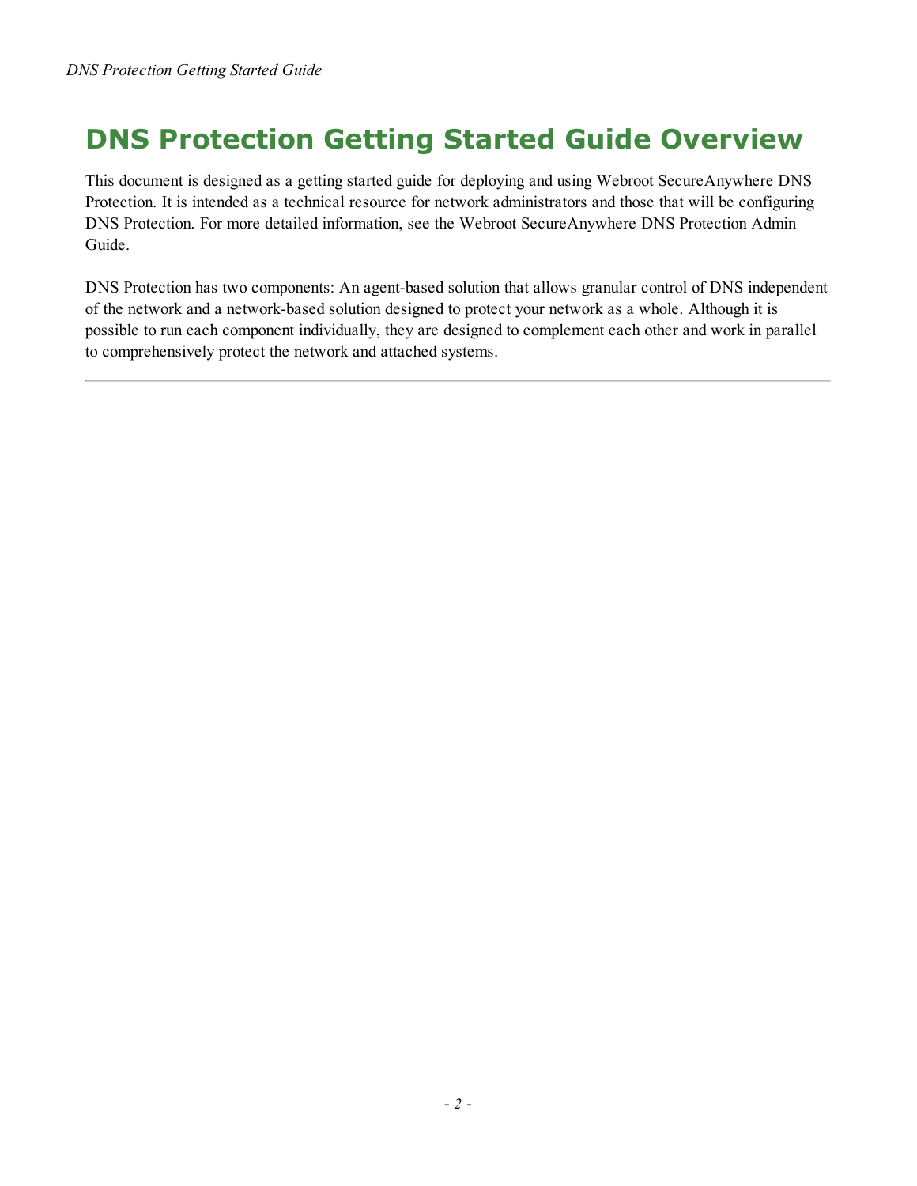# DNS Protection Getting Started Guide Overview

This document is designed as a getting started guide for deploying and using Webroot SecureAnywhere DNS Protection. It is intended as a technical resource for network administrators and those that will be configuring DNS Protection. For more detailed information, see the Webroot SecureAnywhere DNS Protection Admin Guide.

DNS Protection has two components: An agent-based solution that allows granular control of DNS independent of the network and a network-based solution designed to protect your network as a whole. Although it is possible to run each component individually, they are designed to complement each other and work in parallel to comprehensively protect the network and attached systems.

---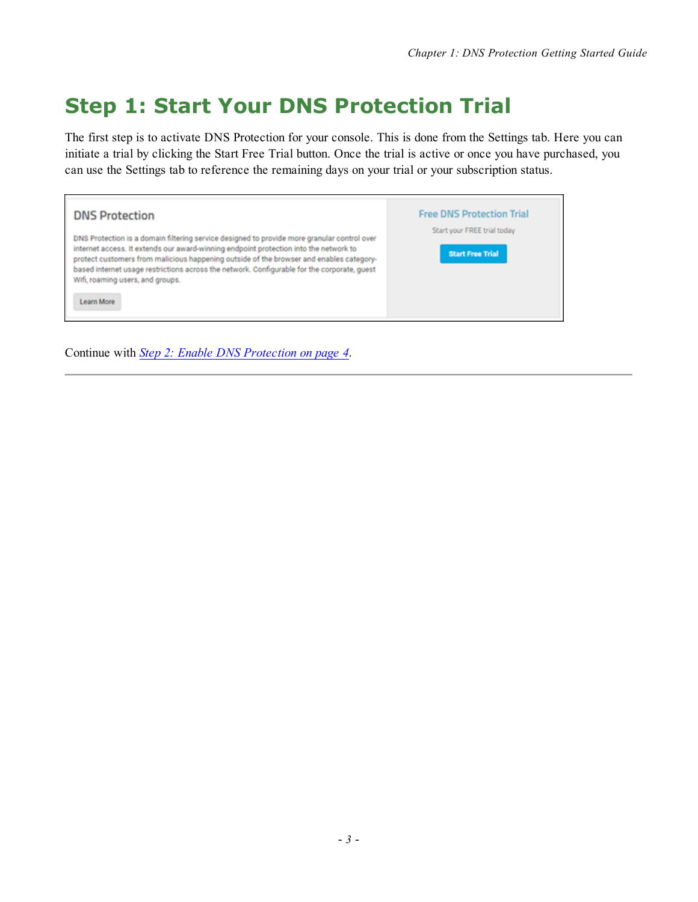# Step 1: Start Your DNS Protection Trial

The first step is to activate DNS Protection for your console. This is done from the Settings tab. Here you can initiate a trial by clicking the Start Free Trial button. Once the trial is active or once you have purchased, you can use the Settings tab to reference the remaining days on your trial or your subscription status.

Continue with *Step 2: Enable DNS Protection on page 4*.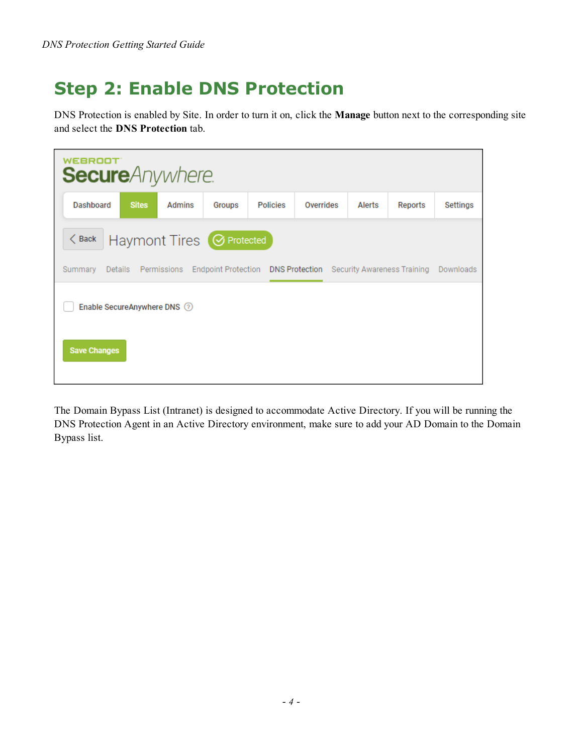# Step 2: Enable DNS Protection

DNS Protection is enabled by Site. In order to turn it on, click the **Manage** button next to the corresponding site and select the **DNS Protection** tab.

The Domain Bypass List (Intranet) is designed to accommodate Active Directory. If you will be running the DNS Protection Agent in an Active Directory environment, make sure to add your AD Domain to the Domain Bypass list.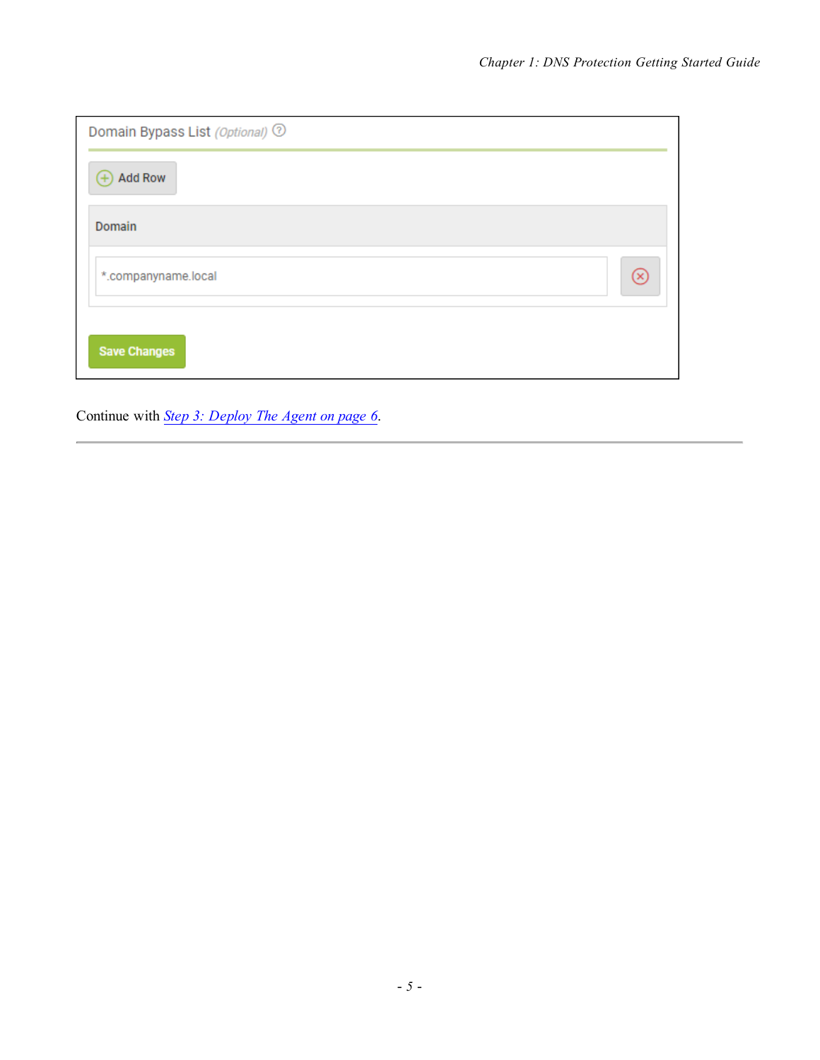Domain Bypass List *(Optional)*

Add Row

| Domain |
| --- |
| *.companyname.local |

Save Changes

Continue with *Step 3: Deploy The Agent on page 6*.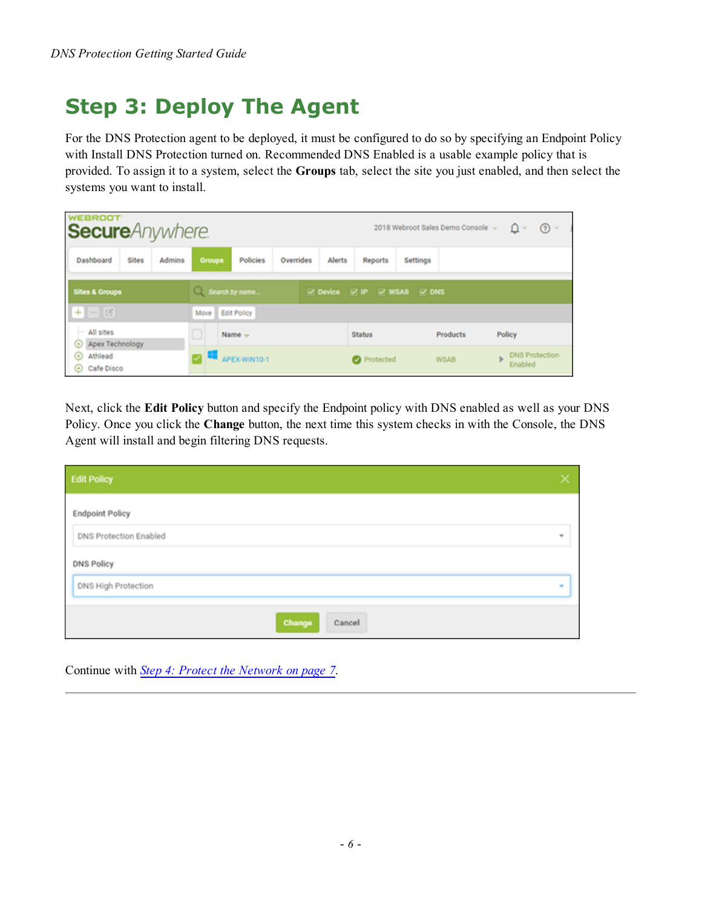# Step 3: Deploy The Agent

For the DNS Protection agent to be deployed, it must be configured to do so by specifying an Endpoint Policy with Install DNS Protection turned on. Recommended DNS Enabled is a usable example policy that is provided. To assign it to a system, select the **Groups** tab, select the site you just enabled, and then select the systems you want to install.

Next, click the **Edit Policy** button and specify the Endpoint policy with DNS enabled as well as your DNS Policy. Once you click the **Change** button, the next time this system checks in with the Console, the DNS Agent will install and begin filtering DNS requests.

Continue with *Step 4: Protect the Network on page 7*.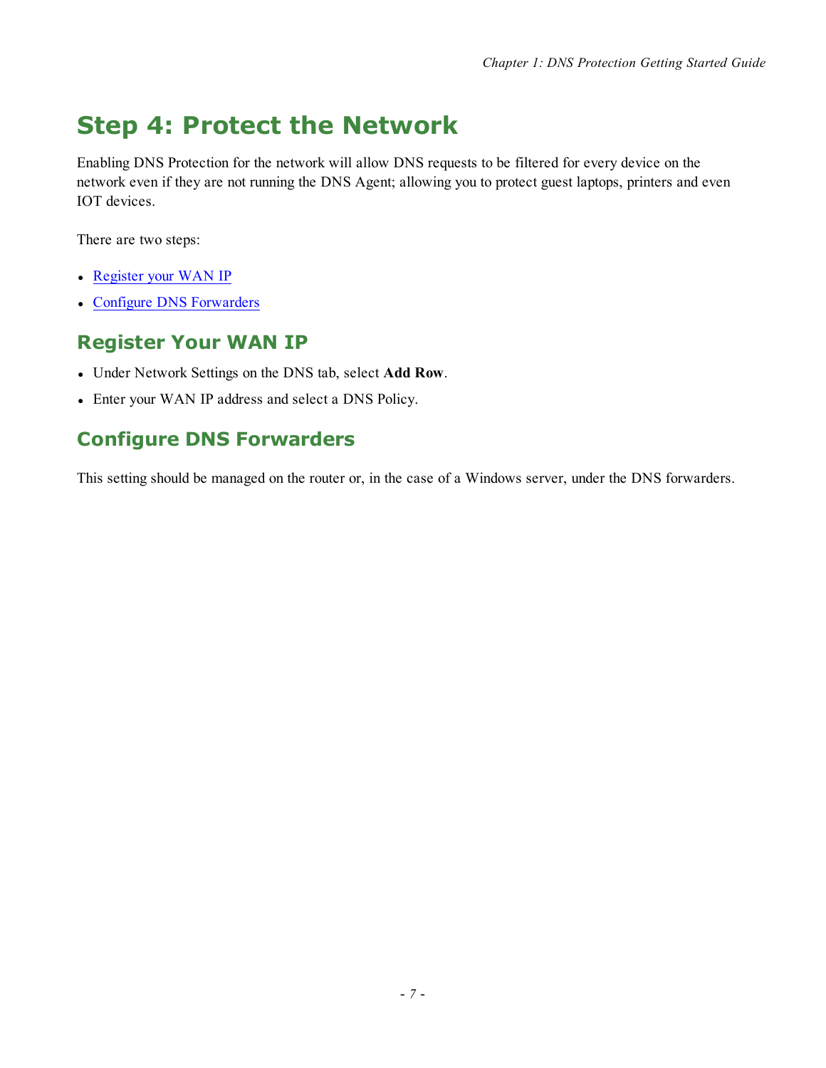# Step 4: Protect the Network

Enabling DNS Protection for the network will allow DNS requests to be filtered for every device on the network even if they are not running the DNS Agent; allowing you to protect guest laptops, printers and even IOT devices.

There are two steps:

- Register your WAN IP
- Configure DNS Forwarders

## Register Your WAN IP

- Under Network Settings on the DNS tab, select **Add Row**.
- Enter your WAN IP address and select a DNS Policy.

## Configure DNS Forwarders

This setting should be managed on the router or, in the case of a Windows server, under the DNS forwarders.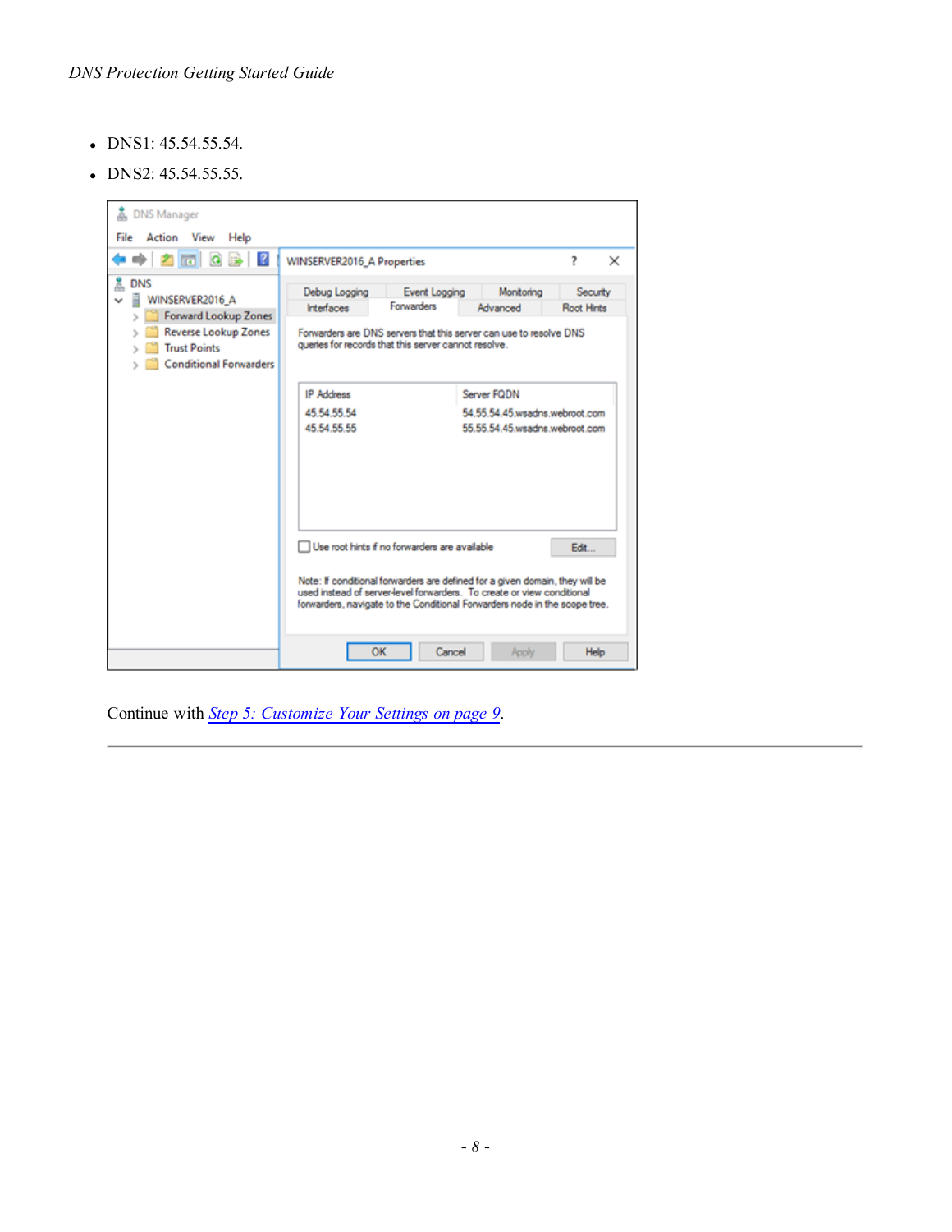- DNS1: 45.54.55.54.
- DNS2: 45.54.55.55.

Continue with *Step 5: Customize Your Settings on page 9*.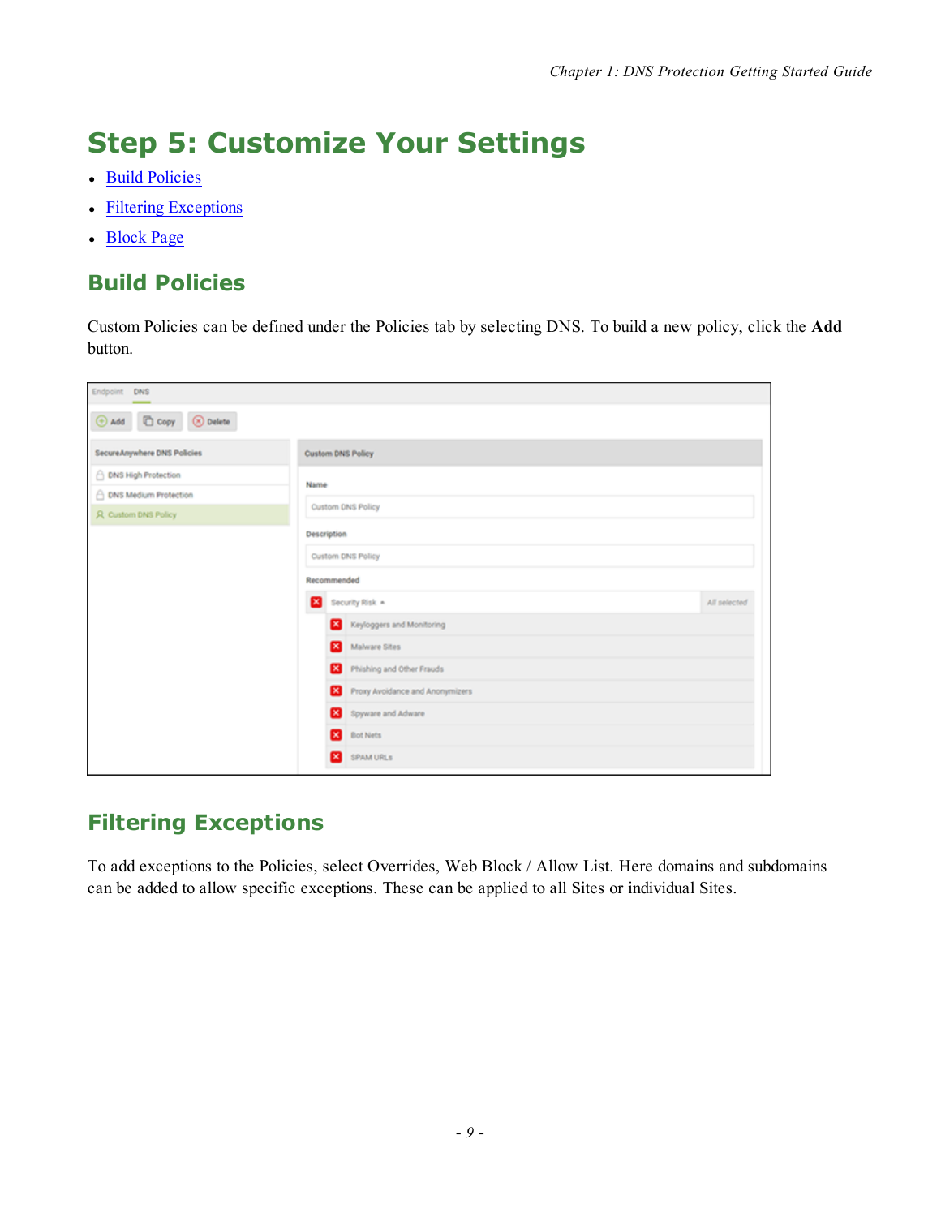# Step 5: Customize Your Settings

- Build Policies
- Filtering Exceptions
- Block Page

## Build Policies

Custom Policies can be defined under the Policies tab by selecting DNS. To build a new policy, click the **Add** button.

## Filtering Exceptions

To add exceptions to the Policies, select Overrides, Web Block / Allow List. Here domains and subdomains can be added to allow specific exceptions. These can be applied to all Sites or individual Sites.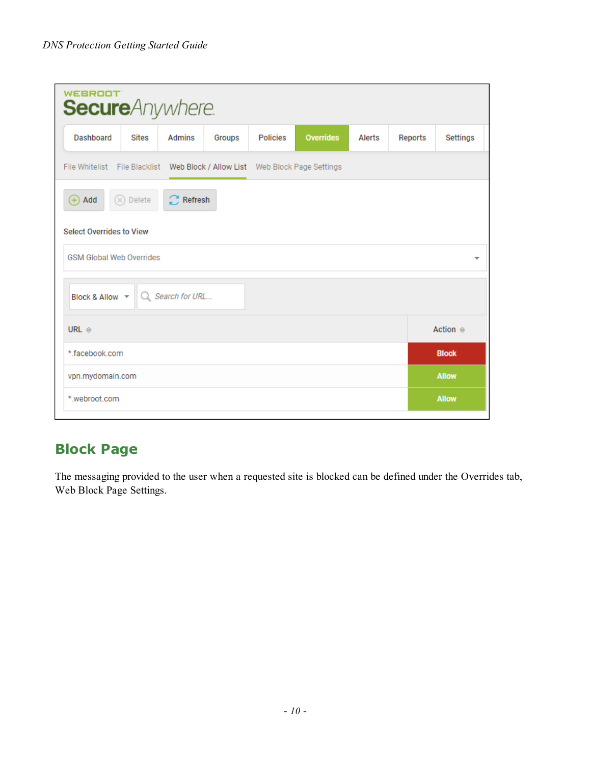## Block Page

The messaging provided to the user when a requested site is blocked can be defined under the Overrides tab, Web Block Page Settings.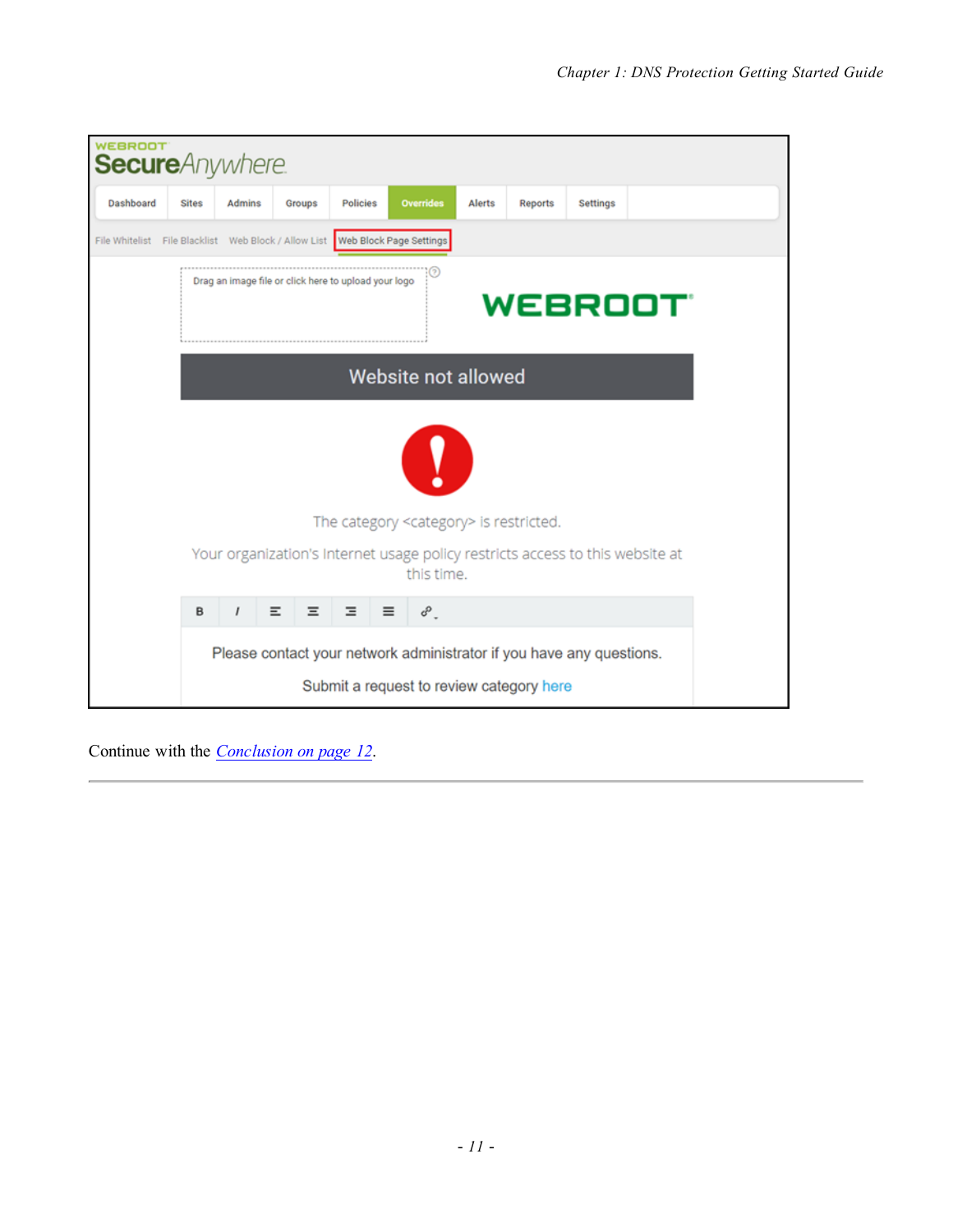Continue with the *Conclusion on page 12*.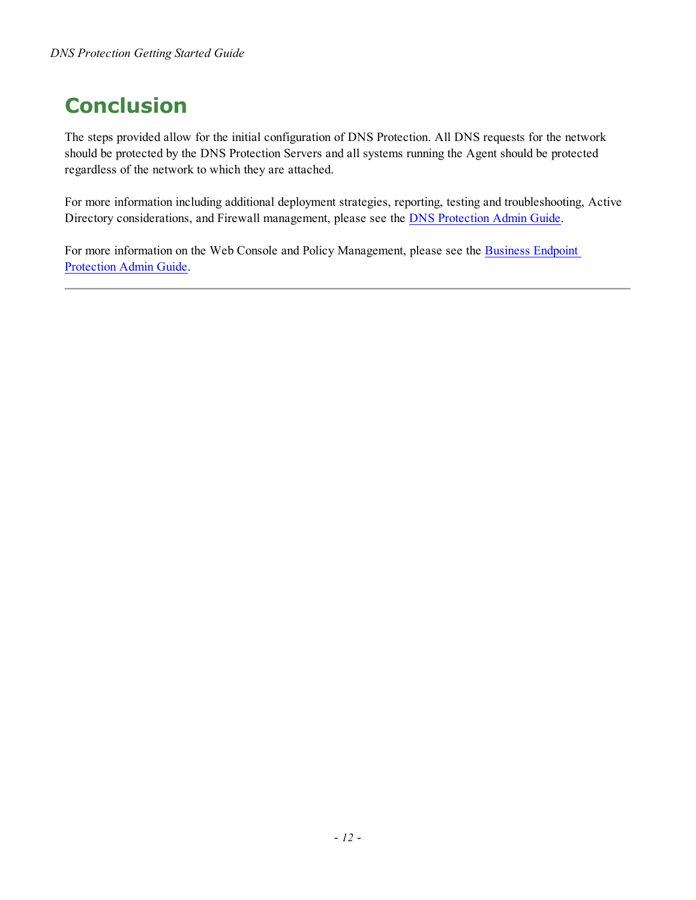# Conclusion

The steps provided allow for the initial configuration of DNS Protection. All DNS requests for the network should be protected by the DNS Protection Servers and all systems running the Agent should be protected regardless of the network to which they are attached.

For more information including additional deployment strategies, reporting, testing and troubleshooting, Active Directory considerations, and Firewall management, please see the DNS Protection Admin Guide.

For more information on the Web Console and Policy Management, please see the Business Endpoint Protection Admin Guide.

---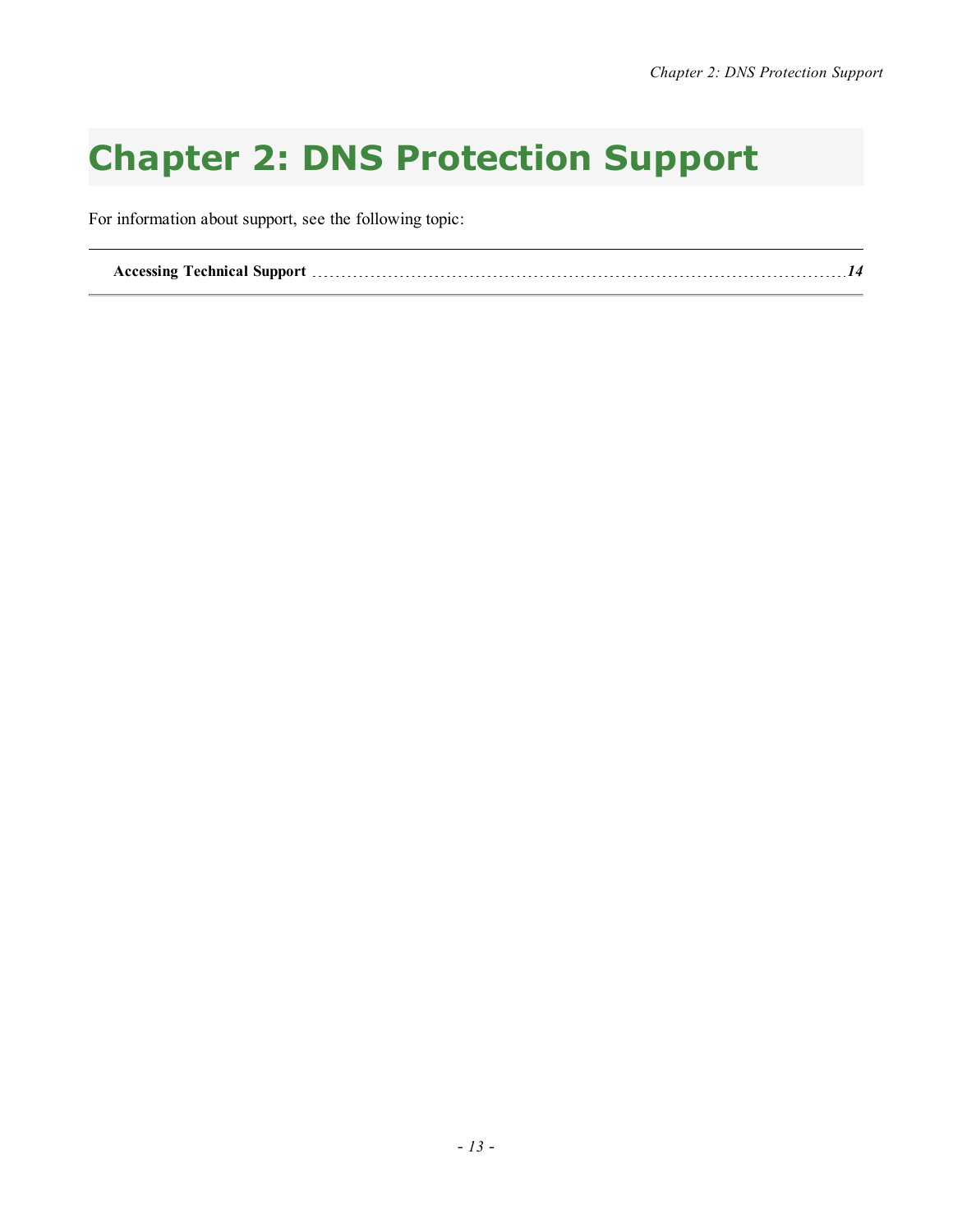# Chapter 2: DNS Protection Support

For information about support, see the following topic:

**Accessing Technical Support** ........................................................................................ ***14***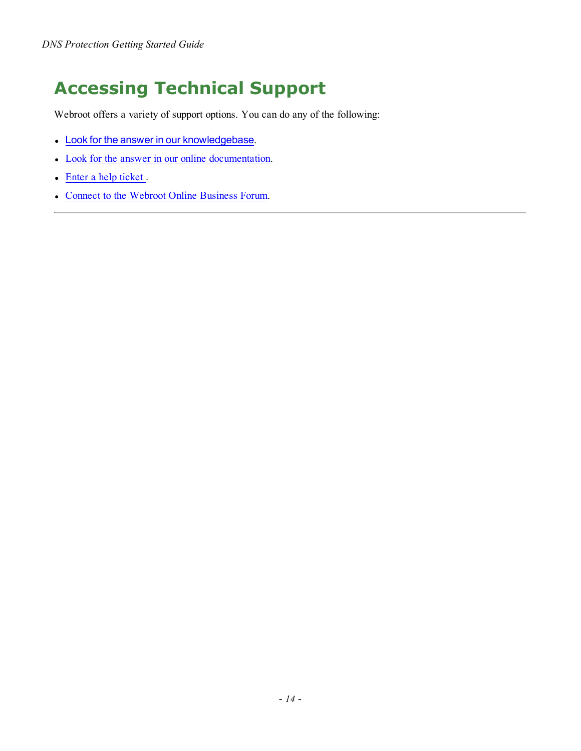# Accessing Technical Support

Webroot offers a variety of support options. You can do any of the following:

- Look for the answer in our knowledgebase.
- Look for the answer in our online documentation.
- Enter a help ticket .
- Connect to the Webroot Online Business Forum.

---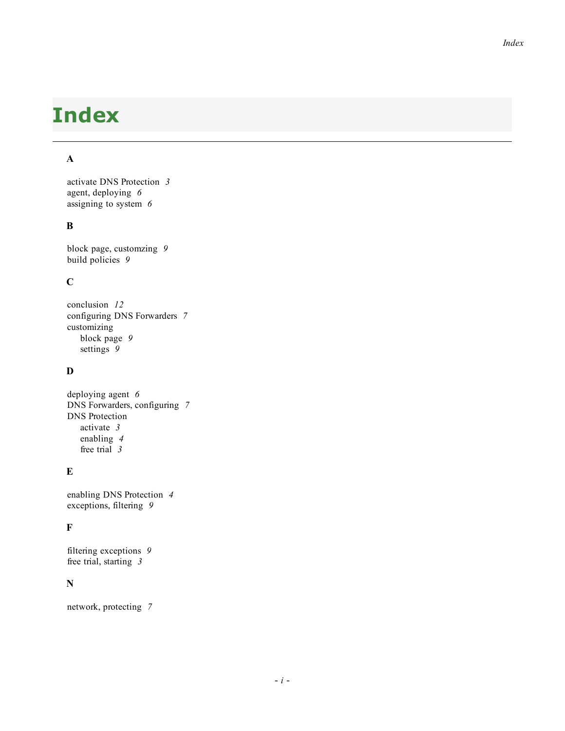# Index

### A

activate DNS Protection *3*
agent, deploying *6*
assigning to system *6*

### B

block page, customzing *9*
build policies *9*

### C

conclusion *12*
configuring DNS Forwarders *7*
customizing
  block page *9*
  settings *9*

### D

deploying agent *6*
DNS Forwarders, configuring *7*
DNS Protection
  activate *3*
  enabling *4*
  free trial *3*

### E

enabling DNS Protection *4*
exceptions, filtering *9*

### F

filtering exceptions *9*
free trial, starting *3*

### N

network, protecting *7*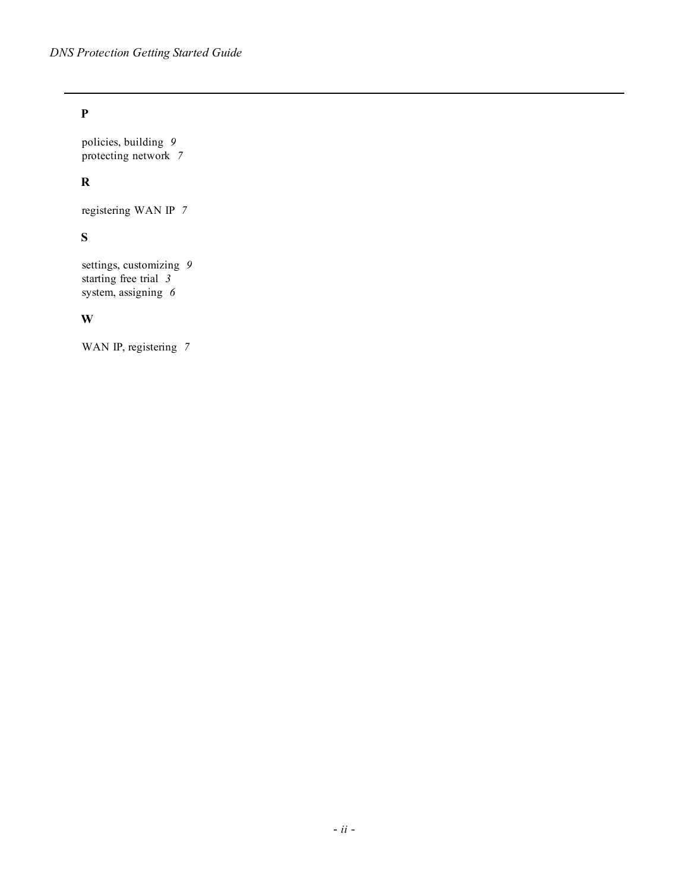### P

policies, building *9*
protecting network *7*

### R

registering WAN IP *7*

### S

settings, customizing *9*
starting free trial *3*
system, assigning *6*

### W

WAN IP, registering *7*